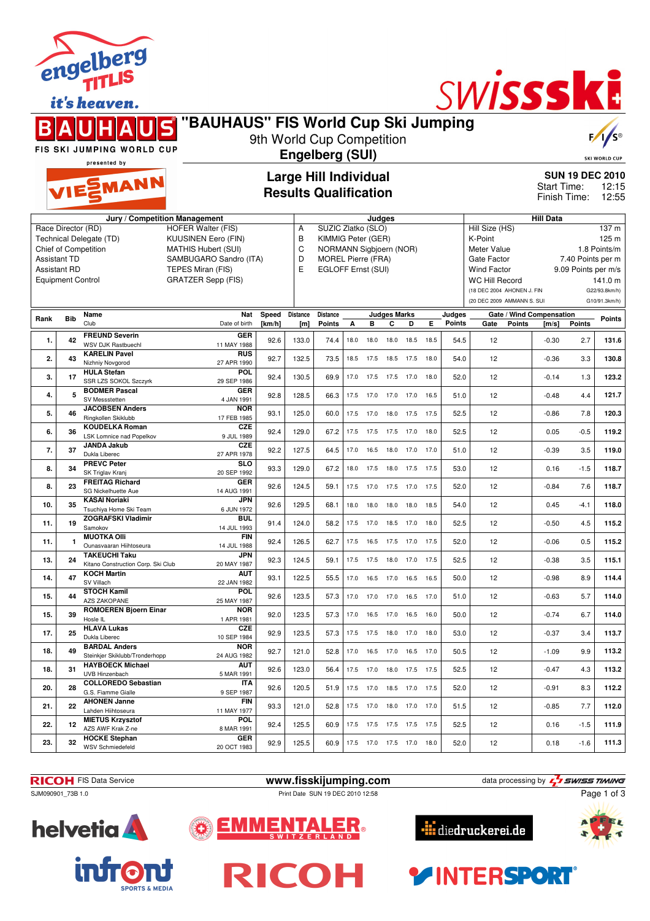# "BAUHAUS" FIS World Cup Ski Jumping

9th World Cup Competition

**Engelberg (SUI)**

FIS SKI JUMPING WORLD CUP presented by VIESSMANN

## Large Hill Individual
## Results Qualification

**SUN 19 DEC 2010**
Start Time: 12:15
Finish Time: 12:55

| Jury / Competition Management | | Judges | | Hill Data | |
|---|---|---|---|---|---|
| Race Director (RD) | HOFER Walter (FIS) | A | SUZIC Zlatko (SLO) | Hill Size (HS) | 137 m |
| Technical Delegate (TD) | KUUSINEN Eero (FIN) | B | KIMMIG Peter (GER) | K-Point | 125 m |
| Chief of Competition | MATHIS Hubert (SUI) | C | NORMANN Sigbjoern (NOR) | Meter Value | 1.8 Points/m |
| Assistant TD | SAMBUGARO Sandro (ITA) | D | MOREL Pierre (FRA) | Gate Factor | 7.40 Points per m |
| Assistant RD | TEPES Miran (FIS) | E | EGLOFF Ernst (SUI) | Wind Factor | 9.09 Points per m/s |
| Equipment Control | GRATZER Sepp (FIS) | | | WC Hill Record | 141.0 m |
| | | | | (18 DEC 2004 AHONEN J. FIN | G22/93.8km/h) |
| | | | | (20 DEC 2009 AMMANN S. SUI | G10/91.3km/h) |

| Rank | Bib | Name / Club | Nat / Date of birth | Speed [km/h] | Distance [m] | Distance Points | A | B | C | D | E | Judges Points | Gate | Gate Points | Wind [m/s] | Wind Points | Points |
|---|---|---|---|---|---|---|---|---|---|---|---|---|---|---|---|---|---|
| 1. | 42 | FREUND Severin / WSV DJK Rastbuechl | GER / 11 MAY 1988 | 92.6 | 133.0 | 74.4 | 18.0 | 18.0 | 18.0 | 18.5 | 18.5 | 54.5 | 12 | | -0.30 | 2.7 | 131.6 |
| 2. | 43 | KARELIN Pavel / Nizhniy Novgorod | RUS / 27 APR 1990 | 92.7 | 132.5 | 73.5 | 18.5 | 17.5 | 18.5 | 17.5 | 18.0 | 54.0 | 12 | | -0.36 | 3.3 | 130.8 |
| 3. | 17 | HULA Stefan / SSR LZS SOKOL Szczyrk | POL / 29 SEP 1986 | 92.4 | 130.5 | 69.9 | 17.0 | 17.5 | 17.5 | 17.0 | 18.0 | 52.0 | 12 | | -0.14 | 1.3 | 123.2 |
| 4. | 5 | BODMER Pascal / SV Messstetten | GER / 4 JAN 1991 | 92.8 | 128.5 | 66.3 | 17.5 | 17.0 | 17.0 | 17.0 | 16.5 | 51.0 | 12 | | -0.48 | 4.4 | 121.7 |
| 5. | 46 | JACOBSEN Anders / Ringkollen Skiklubb | NOR / 17 FEB 1985 | 93.1 | 125.0 | 60.0 | 17.5 | 17.0 | 18.0 | 17.5 | 17.5 | 52.5 | 12 | | -0.86 | 7.8 | 120.3 |
| 6. | 36 | KOUDELKA Roman / LSK Lomnice nad Popelkov | CZE / 9 JUL 1989 | 92.4 | 129.0 | 67.2 | 17.5 | 17.5 | 17.5 | 17.0 | 18.0 | 52.5 | 12 | | 0.05 | -0.5 | 119.2 |
| 7. | 37 | JANDA Jakub / Dukla Liberec | CZE / 27 APR 1978 | 92.2 | 127.5 | 64.5 | 17.0 | 16.5 | 18.0 | 17.0 | 17.0 | 51.0 | 12 | | -0.39 | 3.5 | 119.0 |
| 8. | 34 | PREVC Peter / SK Triglav Kranj | SLO / 20 SEP 1992 | 93.3 | 129.0 | 67.2 | 18.0 | 17.5 | 18.0 | 17.5 | 17.5 | 53.0 | 12 | | 0.16 | -1.5 | 118.7 |
| 8. | 23 | FREITAG Richard / SG Nickelhuette Aue | GER / 14 AUG 1991 | 92.6 | 124.5 | 59.1 | 17.5 | 17.0 | 17.5 | 17.0 | 17.5 | 52.0 | 12 | | -0.84 | 7.6 | 118.7 |
| 10. | 35 | KASAI Noriaki / Tsuchiya Home Ski Team | JPN / 6 JUN 1972 | 92.6 | 129.5 | 68.1 | 18.0 | 18.0 | 18.0 | 18.0 | 18.5 | 54.0 | 12 | | 0.45 | -4.1 | 118.0 |
| 11. | 19 | ZOGRAFSKI Vladimir / Samokov | BUL / 14 JUL 1993 | 91.4 | 124.0 | 58.2 | 17.5 | 17.0 | 18.5 | 17.0 | 18.0 | 52.5 | 12 | | -0.50 | 4.5 | 115.2 |
| 11. | 1 | MUOTKA Olli / Ounasvaaran Hiihtoseura | FIN / 14 JUL 1988 | 92.4 | 126.5 | 62.7 | 17.5 | 16.5 | 17.5 | 17.0 | 17.5 | 52.0 | 12 | | -0.06 | 0.5 | 115.2 |
| 13. | 24 | TAKEUCHI Taku / Kitano Construction Corp. Ski Club | JPN / 20 MAY 1987 | 92.3 | 124.5 | 59.1 | 17.5 | 17.5 | 18.0 | 17.0 | 17.5 | 52.5 | 12 | | -0.38 | 3.5 | 115.1 |
| 14. | 47 | KOCH Martin / SV Villach | AUT / 22 JAN 1982 | 93.1 | 122.5 | 55.5 | 17.0 | 16.5 | 17.0 | 16.5 | 16.5 | 50.0 | 12 | | -0.98 | 8.9 | 114.4 |
| 15. | 44 | STOCH Kamil / AZS ZAKOPANE | POL / 25 MAY 1987 | 92.6 | 123.5 | 57.3 | 17.0 | 17.0 | 17.0 | 16.5 | 17.0 | 51.0 | 12 | | -0.63 | 5.7 | 114.0 |
| 15. | 39 | ROMOEREN Bjoern Einar / Hosle IL | NOR / 1 APR 1981 | 92.0 | 123.5 | 57.3 | 17.0 | 16.5 | 17.0 | 16.5 | 16.0 | 50.0 | 12 | | -0.74 | 6.7 | 114.0 |
| 17. | 25 | HLAVA Lukas / Dukla Liberec | CZE / 10 SEP 1984 | 92.9 | 123.5 | 57.3 | 17.5 | 17.5 | 18.0 | 17.0 | 18.0 | 53.0 | 12 | | -0.37 | 3.4 | 113.7 |
| 18. | 49 | BARDAL Anders / Steinkjer Skiklubb/Tronderhopp | NOR / 24 AUG 1982 | 92.7 | 121.0 | 52.8 | 17.0 | 16.5 | 17.0 | 16.5 | 17.0 | 50.5 | 12 | | -1.09 | 9.9 | 113.2 |
| 18. | 31 | HAYBOECK Michael / UVB Hinzenbach | AUT / 5 MAR 1991 | 92.6 | 123.0 | 56.4 | 17.5 | 17.0 | 18.0 | 17.5 | 17.5 | 52.5 | 12 | | -0.47 | 4.3 | 113.2 |
| 20. | 28 | COLLOREDO Sebastian / G.S. Fiamme Gialle | ITA / 9 SEP 1987 | 92.6 | 120.5 | 51.9 | 17.5 | 17.0 | 18.5 | 17.0 | 17.5 | 52.0 | 12 | | -0.91 | 8.3 | 112.2 |
| 21. | 22 | AHONEN Janne / Lahden Hiihtoseura | FIN / 11 MAY 1977 | 93.3 | 121.0 | 52.8 | 17.5 | 17.0 | 18.0 | 17.0 | 17.0 | 51.5 | 12 | | -0.85 | 7.7 | 112.0 |
| 22. | 12 | MIETUS Krzysztof / AZS AWF Krak Z-ne | POL / 8 MAR 1991 | 92.4 | 125.5 | 60.9 | 17.5 | 17.5 | 17.5 | 17.5 | 17.5 | 52.5 | 12 | | 0.16 | -1.5 | 111.9 |
| 23. | 32 | HOCKE Stephan / WSV Schmiedefeld | GER / 20 OCT 1983 | 92.9 | 125.5 | 60.9 | 17.5 | 17.0 | 17.5 | 17.0 | 18.0 | 52.0 | 12 | | 0.18 | -1.6 | 111.3 |

RICOH FIS Data Service www.fisskijumping.com data processing by SWISS TIMING

SJM090901_73B 1.0 Print Date SUN 19 DEC 2010 12:58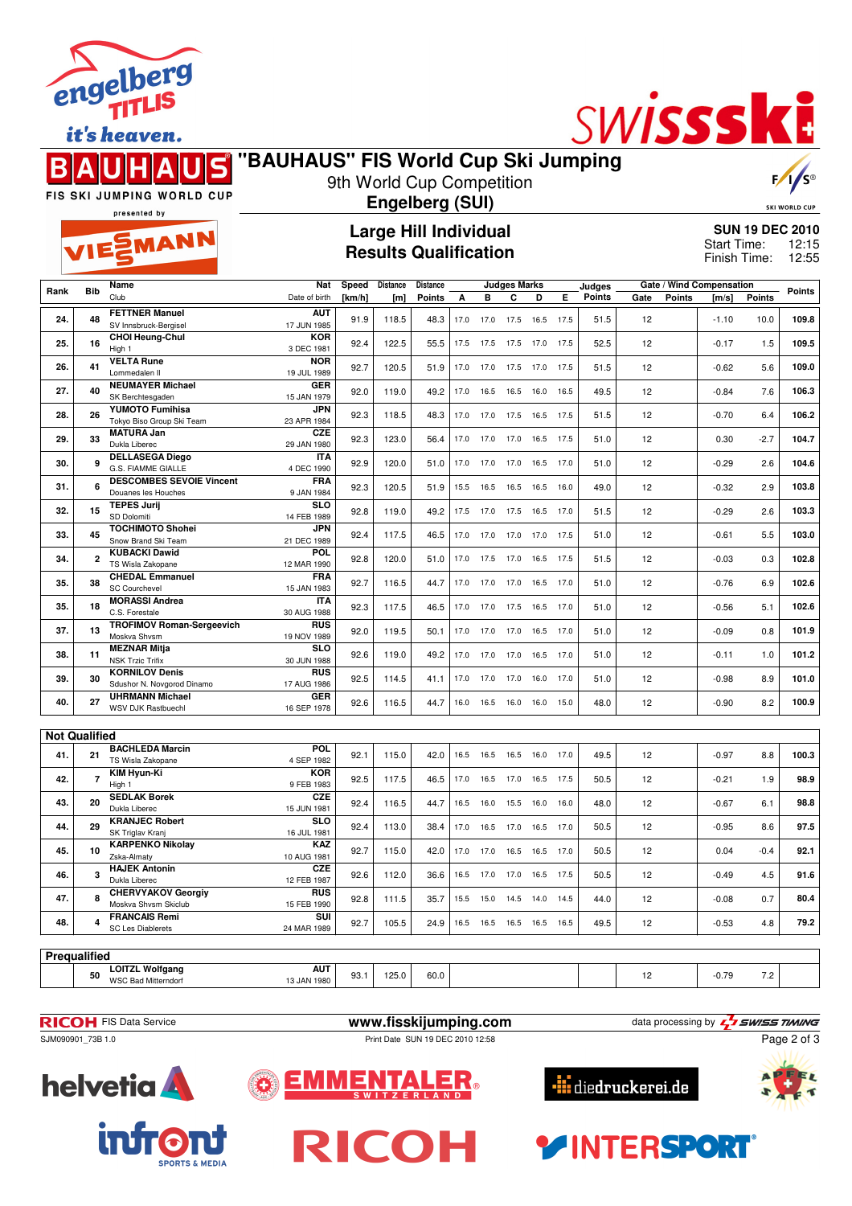# "BAUHAUS" FIS World Cup Ski Jumping

9th World Cup Competition

**Engelberg (SUI)**

## Large Hill Individual
## Results Qualification

**SUN 19 DEC 2010**
Start Time: 12:15
Finish Time: 12:55

| Rank | Bib | Name / Club | Nat / Date of birth | Speed [km/h] | Distance [m] | Distance Points | A | B | C | D | E | Judges Points | Gate | Gate Points | Wind [m/s] | Wind Points | Points |
|---|---|---|---|---|---|---|---|---|---|---|---|---|---|---|---|---|---|
| 24. | 48 | FETTNER Manuel / SV Innsbruck-Bergisel | AUT / 17 JUN 1985 | 91.9 | 118.5 | 48.3 | 17.0 | 17.0 | 17.5 | 16.5 | 17.5 | 51.5 | 12 | | -1.10 | 10.0 | 109.8 |
| 25. | 16 | CHOI Heung-Chul / High 1 | KOR / 3 DEC 1981 | 92.4 | 122.5 | 55.5 | 17.5 | 17.5 | 17.5 | 17.0 | 17.5 | 52.5 | 12 | | -0.17 | 1.5 | 109.5 |
| 26. | 41 | VELTA Rune / Lommedalen Il | NOR / 19 JUL 1989 | 92.7 | 120.5 | 51.9 | 17.0 | 17.0 | 17.5 | 17.0 | 17.5 | 51.5 | 12 | | -0.62 | 5.6 | 109.0 |
| 27. | 40 | NEUMAYER Michael / SK Berchtesgaden | GER / 15 JAN 1979 | 92.0 | 119.0 | 49.2 | 17.0 | 16.5 | 16.5 | 16.0 | 16.5 | 49.5 | 12 | | -0.84 | 7.6 | 106.3 |
| 28. | 26 | YUMOTO Fumihisa / Tokyo Biso Group Ski Team | JPN / 23 APR 1984 | 92.3 | 118.5 | 48.3 | 17.0 | 17.0 | 17.5 | 16.5 | 17.5 | 51.5 | 12 | | -0.70 | 6.4 | 106.2 |
| 29. | 33 | MATURA Jan / Dukla Liberec | CZE / 29 JAN 1980 | 92.3 | 123.0 | 56.4 | 17.0 | 17.0 | 17.0 | 16.5 | 17.5 | 51.0 | 12 | | 0.30 | -2.7 | 104.7 |
| 30. | 9 | DELLASEGA Diego / G.S. FIAMME GIALLE | ITA / 4 DEC 1990 | 92.9 | 120.0 | 51.0 | 17.0 | 17.0 | 17.0 | 16.5 | 17.0 | 51.0 | 12 | | -0.29 | 2.6 | 104.6 |
| 31. | 6 | DESCOMBES SEVOIE Vincent / Douanes les Houches | FRA / 9 JAN 1984 | 92.3 | 120.5 | 51.9 | 15.5 | 16.5 | 16.5 | 16.5 | 16.0 | 49.0 | 12 | | -0.32 | 2.9 | 103.8 |
| 32. | 15 | TEPES Jurij / SD Dolomiti | SLO / 14 FEB 1989 | 92.8 | 119.0 | 49.2 | 17.5 | 17.0 | 17.5 | 16.5 | 17.0 | 51.5 | 12 | | -0.29 | 2.6 | 103.3 |
| 33. | 45 | TOCHIMOTO Shohei / Snow Brand Ski Team | JPN / 21 DEC 1989 | 92.4 | 117.5 | 46.5 | 17.0 | 17.0 | 17.0 | 17.0 | 17.5 | 51.0 | 12 | | -0.61 | 5.5 | 103.0 |
| 34. | 2 | KUBACKI Dawid / TS Wisla Zakopane | POL / 12 MAR 1990 | 92.8 | 120.0 | 51.0 | 17.0 | 17.5 | 17.0 | 16.5 | 17.5 | 51.5 | 12 | | -0.03 | 0.3 | 102.8 |
| 35. | 38 | CHEDAL Emmanuel / SC Courchevel | FRA / 15 JAN 1983 | 92.7 | 116.5 | 44.7 | 17.0 | 17.0 | 17.0 | 16.5 | 17.0 | 51.0 | 12 | | -0.76 | 6.9 | 102.6 |
| 35. | 18 | MORASSI Andrea / C.S. Forestale | ITA / 30 AUG 1988 | 92.3 | 117.5 | 46.5 | 17.0 | 17.0 | 17.5 | 16.5 | 17.0 | 51.0 | 12 | | -0.56 | 5.1 | 102.6 |
| 37. | 13 | TROFIMOV Roman-Sergeevich / Moskva Shvsm | RUS / 19 NOV 1989 | 92.0 | 119.5 | 50.1 | 17.0 | 17.0 | 17.0 | 16.5 | 17.0 | 51.0 | 12 | | -0.09 | 0.8 | 101.9 |
| 38. | 11 | MEZNAR Mitja / NSK Trzic Trifix | SLO / 30 JUN 1988 | 92.6 | 119.0 | 49.2 | 17.0 | 17.0 | 17.0 | 16.5 | 17.0 | 51.0 | 12 | | -0.11 | 1.0 | 101.2 |
| 39. | 30 | KORNILOV Denis / Sdushor N. Novgorod Dinamo | RUS / 17 AUG 1986 | 92.5 | 114.5 | 41.1 | 17.0 | 17.0 | 17.0 | 16.0 | 17.0 | 51.0 | 12 | | -0.98 | 8.9 | 101.0 |
| 40. | 27 | UHRMANN Michael / WSV DJK Rastbuechl | GER / 16 SEP 1978 | 92.6 | 116.5 | 44.7 | 16.0 | 16.5 | 16.0 | 16.0 | 15.0 | 48.0 | 12 | | -0.90 | 8.2 | 100.9 |

**Not Qualified**

| Rank | Bib | Name / Club | Nat / Date of birth | Speed [km/h] | Distance [m] | Distance Points | A | B | C | D | E | Judges Points | Gate | Gate Points | Wind [m/s] | Wind Points | Points |
|---|---|---|---|---|---|---|---|---|---|---|---|---|---|---|---|---|---|
| 41. | 21 | BACHLEDA Marcin / TS Wisla Zakopane | POL / 4 SEP 1982 | 92.1 | 115.0 | 42.0 | 16.5 | 16.5 | 16.5 | 16.0 | 17.0 | 49.5 | 12 | | -0.97 | 8.8 | 100.3 |
| 42. | 7 | KIM Hyun-Ki / High 1 | KOR / 9 FEB 1983 | 92.5 | 117.5 | 46.5 | 17.0 | 16.5 | 17.0 | 16.5 | 17.5 | 50.5 | 12 | | -0.21 | 1.9 | 98.9 |
| 43. | 20 | SEDLAK Borek / Dukla Liberec | CZE / 15 JUN 1981 | 92.4 | 116.5 | 44.7 | 16.5 | 16.0 | 15.5 | 16.0 | 16.0 | 48.0 | 12 | | -0.67 | 6.1 | 98.8 |
| 44. | 29 | KRANJEC Robert / SK Triglav Kranj | SLO / 16 JUL 1981 | 92.4 | 113.0 | 38.4 | 17.0 | 16.5 | 17.0 | 16.5 | 17.0 | 50.5 | 12 | | -0.95 | 8.6 | 97.5 |
| 45. | 10 | KARPENKO Nikolay / Zska-Almaty | KAZ / 10 AUG 1981 | 92.7 | 115.0 | 42.0 | 17.0 | 17.0 | 16.5 | 16.5 | 17.0 | 50.5 | 12 | | 0.04 | -0.4 | 92.1 |
| 46. | 3 | HAJEK Antonin / Dukla Liberec | CZE / 12 FEB 1987 | 92.6 | 112.0 | 36.6 | 16.5 | 17.0 | 17.0 | 16.5 | 17.5 | 50.5 | 12 | | -0.49 | 4.5 | 91.6 |
| 47. | 8 | CHERVYAKOV Georgiy / Moskva Shvsm Skiclub | RUS / 15 FEB 1990 | 92.8 | 111.5 | 35.7 | 15.5 | 15.0 | 14.5 | 14.0 | 14.5 | 44.0 | 12 | | -0.08 | 0.7 | 80.4 |
| 48. | 4 | FRANCAIS Remi / SC Les Diablerets | SUI / 24 MAR 1989 | 92.7 | 105.5 | 24.9 | 16.5 | 16.5 | 16.5 | 16.5 | 16.5 | 49.5 | 12 | | -0.53 | 4.8 | 79.2 |

**Prequalified**

| Rank | Bib | Name / Club | Nat / Date of birth | Speed [km/h] | Distance [m] | Distance Points | A | B | C | D | E | Judges Points | Gate | Gate Points | Wind [m/s] | Wind Points | Points |
|---|---|---|---|---|---|---|---|---|---|---|---|---|---|---|---|---|---|
| | 50 | LOITZL Wolfgang / WSC Bad Mitterndorf | AUT / 13 JAN 1980 | 93.1 | 125.0 | 60.0 | | | | | | | 12 | | -0.79 | 7.2 | |

RICOH FIS Data Service — www.fisskijumping.com — data processing by SWISS TIMING

SJM090901_73B 1.0 — Print Date SUN 19 DEC 2010 12:58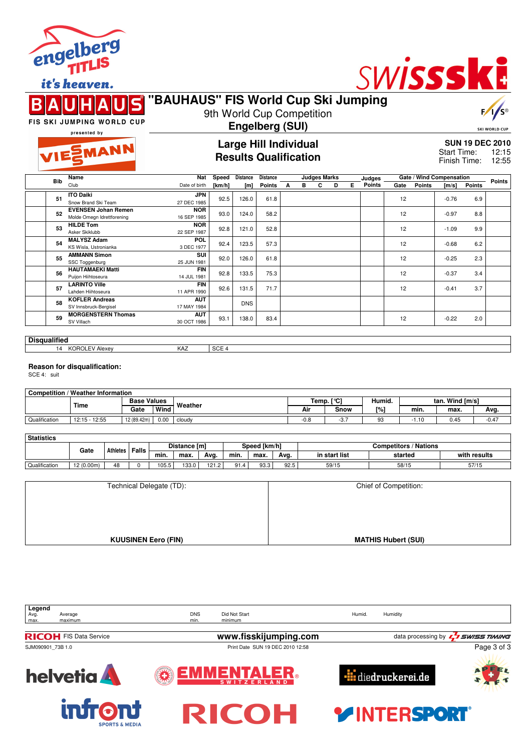# "BAUHAUS" FIS World Cup Ski Jumping

9th World Cup Competition

**Engelberg (SUI)**

## Large Hill Individual
## Results Qualification

**SUN 19 DEC 2010**
Start Time: 12:15
Finish Time: 12:55

| Bib | Name / Club | Nat / Date of birth | Speed [km/h] | Distance [m] | Distance Points | A | B | C | D | E | Judges Points | Gate | Gate Points | [m/s] | Wind Points | Points |
|---|---|---|---|---|---|---|---|---|---|---|---|---|---|---|---|---|
| 51 | ITO Daiki / Snow Brand Ski Team | JPN / 27 DEC 1985 | 92.5 | 126.0 | 61.8 | | | | | | | 12 | | -0.76 | 6.9 | |
| 52 | EVENSEN Johan Remen / Molde Omegn Idrettforening | NOR / 16 SEP 1985 | 93.0 | 124.0 | 58.2 | | | | | | | 12 | | -0.97 | 8.8 | |
| 53 | HILDE Tom / Asker Skiklubb | NOR / 22 SEP 1987 | 92.8 | 121.0 | 52.8 | | | | | | | 12 | | -1.09 | 9.9 | |
| 54 | MALYSZ Adam / KS Wisla, Ustronianka | POL / 3 DEC 1977 | 92.4 | 123.5 | 57.3 | | | | | | | 12 | | -0.68 | 6.2 | |
| 55 | AMMANN Simon / SSC Toggenburg | SUI / 25 JUN 1981 | 92.0 | 126.0 | 61.8 | | | | | | | 12 | | -0.25 | 2.3 | |
| 56 | HAUTAMAEKI Matti / Puijon Hiihtoseura | FIN / 14 JUL 1981 | 92.8 | 133.5 | 75.3 | | | | | | | 12 | | -0.37 | 3.4 | |
| 57 | LARINTO Ville / Lahden Hiihtoseura | FIN / 11 APR 1990 | 92.6 | 131.5 | 71.7 | | | | | | | 12 | | -0.41 | 3.7 | |
| 58 | KOFLER Andreas / SV Innsbruck-Bergisel | AUT / 17 MAY 1984 | | DNS | | | | | | | | | | | | |
| 59 | MORGENSTERN Thomas / SV Villach | AUT / 30 OCT 1986 | 93.1 | 138.0 | 83.4 | | | | | | | 12 | | -0.22 | 2.0 | |

**Disqualified**

| Bib | Name | Nat | Reason |
|---|---|---|---|
| 14 | KOROLEV Alexey | KAZ | SCE 4 |

**Reason for disqualification:**
SCE 4: suit

**Competition / Weather Information**

| | Time | Base Values Gate | Base Values Wind | Weather | Temp. [°C] Air | Temp. [°C] Snow | Humid. [%] | tan. Wind [m/s] min. | tan. Wind [m/s] max. | tan. Wind [m/s] Avg. |
|---|---|---|---|---|---|---|---|---|---|---|
| Qualification | 12:15 - 12:55 | 12 (89.42m) | 0.00 | cloudy | -0.8 | -3.7 | 93 | -1.10 | 0.45 | -0.47 |

**Statistics**

| | Gate | Athletes | Falls | Distance [m] min. | Distance [m] max. | Distance [m] Avg. | Speed [km/h] min. | Speed [km/h] max. | Speed [km/h] Avg. | Competitors / Nations in start list | Competitors / Nations started | Competitors / Nations with results |
|---|---|---|---|---|---|---|---|---|---|---|---|---|
| Qualification | 12 (0.00m) | 48 | 0 | 105.5 | 133.0 | 121.2 | 91.4 | 93.3 | 92.5 | 59/15 | 58/15 | 57/15 |

| Technical Delegate (TD): | Chief of Competition: |
|---|---|
| **KUUSINEN Eero (FIN)** | **MATHIS Hubert (SUI)** |

**Legend**
Avg. Average; max. maximum; DNS Did Not Start; min. minimum; Humid. Humidity

RICOH FIS Data Service — www.fisskijumping.com — data processing by SWISS TIMING

SJM090901_73B 1.0 — Print Date SUN 19 DEC 2010 12:58